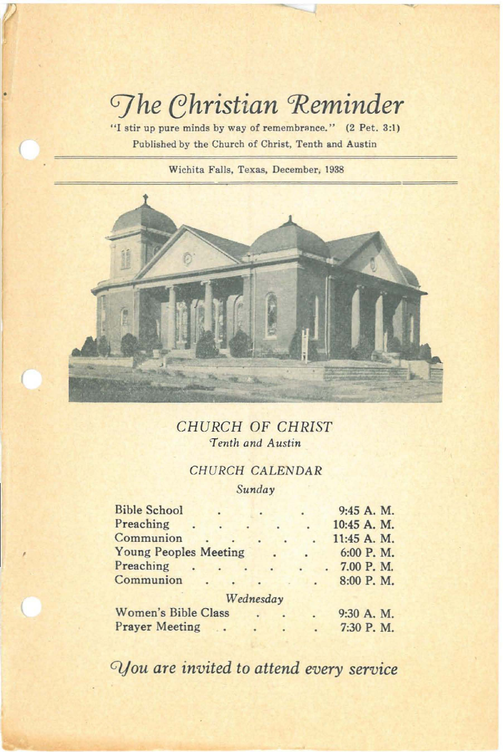# *The Christian Reminder*

"I stir up pure minds by way of remembrance." (2 Pet. 3:1)

Published by the Church of Christ, Tenth and Austin

Wichita Falls, Texas, December, 1938

## *CHURCH OF CHRIST*

*Tenth and Austin*

### *CHURCH CALENDAR*

*Sunday*

| | |
|---|---|
| Bible School | 9:45 A. M. |
| Preaching | 10:45 A. M. |
| Communion | 11:45 A. M. |
| Young Peoples Meeting | 6:00 P. M. |
| Preaching | 7.00 P. M. |
| Communion | 8:00 P. M. |

*Wednesday*

| | |
|---|---|
| Women's Bible Class | 9:30 A. M. |
| Prayer Meeting | 7:30 P. M. |

*You are invited to attend every service*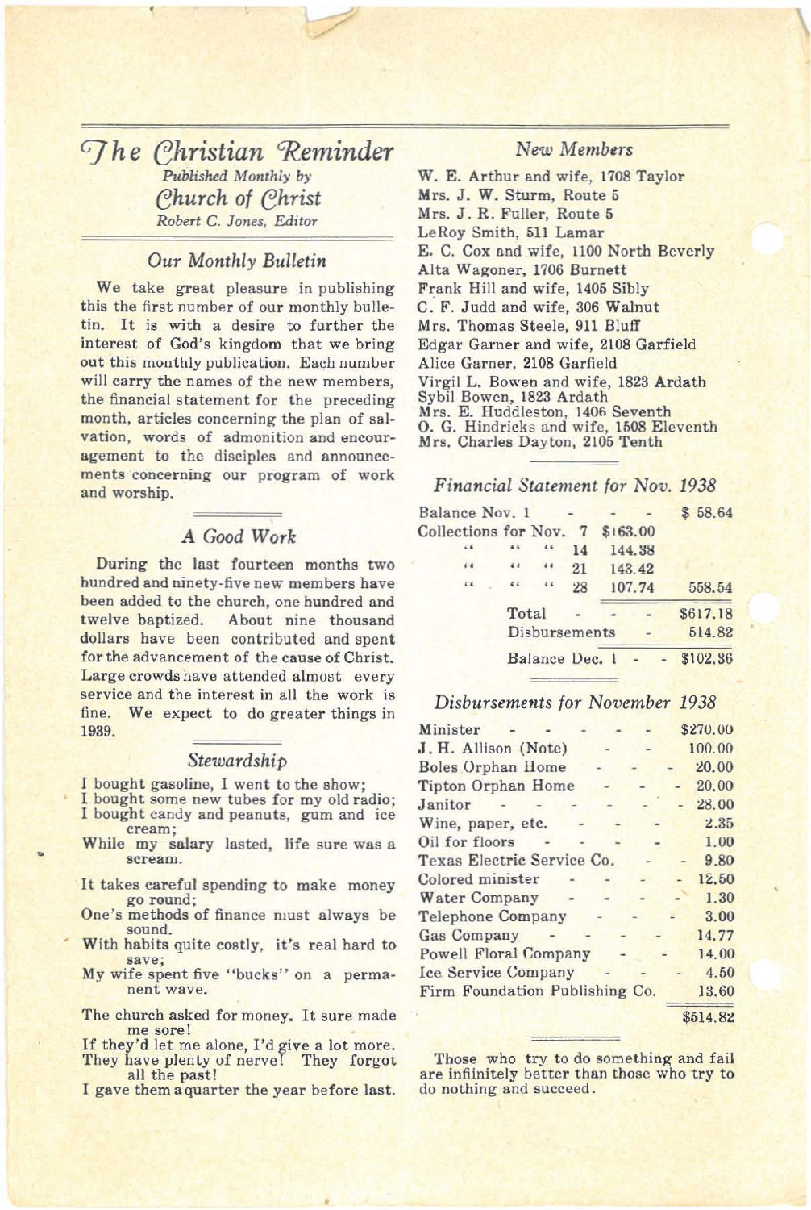# The Christian Reminder

*Published Monthly by*

*Church of Christ*

*Robert C. Jones, Editor*

## Our Monthly Bulletin

We take great pleasure in publishing this the first number of our monthly bulletin. It is with a desire to further the interest of God's kingdom that we bring out this monthly publication. Each number will carry the names of the new members, the financial statement for the preceding month, articles concerning the plan of salvation, words of admonition and encouragement to the disciples and announcements concerning our program of work and worship.

## A Good Work

During the last fourteen months two hundred and ninety-five new members have been added to the church, one hundred and twelve baptized. About nine thousand dollars have been contributed and spent for the advancement of the cause of Christ. Large crowds have attended almost every service and the interest in all the work is fine. We expect to do greater things in 1939.

## Stewardship

I bought gasoline, I went to the show;
I bought some new tubes for my old radio;
I bought candy and peanuts, gum and ice cream;
While my salary lasted, life sure was a scream.

It takes careful spending to make money go round;
One's methods of finance must always be sound.
With habits quite costly, it's real hard to save;
My wife spent five "bucks" on a permanent wave.

The church asked for money. It sure made me sore!
If they'd let me alone, I'd give a lot more.
They have plenty of nerve! They forgot all the past!
I gave them a quarter the year before last.

## New Members

W. E. Arthur and wife, 1708 Taylor
Mrs. J. W. Sturm, Route 5
Mrs. J. R. Fuller, Route 5
LeRoy Smith, 511 Lamar
E. C. Cox and wife, 1100 North Beverly
Alta Wagoner, 1706 Burnett
Frank Hill and wife, 1405 Sibly
C. F. Judd and wife, 306 Walnut
Mrs. Thomas Steele, 911 Bluff
Edgar Garner and wife, 2108 Garfield
Alice Garner, 2108 Garfield
Virgil L. Bowen and wife, 1823 Ardath
Sybil Bowen, 1823 Ardath
Mrs. E. Huddleston, 1406 Seventh
O. G. Hindricks and wife, 1508 Eleventh
Mrs. Charles Dayton, 2105 Tenth

## Financial Statement for Nov. 1938

| | | |
|---|---|---|
| Balance Nov. 1 | | $ 58.64 |
| Collections for Nov. 7 | $163.00 | |
| " " " 14 | 144.38 | |
| " " " 21 | 143.42 | |
| " " " 28 | 107.74 | 558.54 |
| Total | | $617.18 |
| Disbursements | | 514.82 |
| Balance Dec. 1 | | $102.36 |

## Disbursements for November 1938

| | |
|---|---|
| Minister | $270.00 |
| J. H. Allison (Note) | 100.00 |
| Boles Orphan Home | 20.00 |
| Tipton Orphan Home | 20.00 |
| Janitor | 28.00 |
| Wine, paper, etc. | 2.35 |
| Oil for floors | 1.00 |
| Texas Electric Service Co. | 9.80 |
| Colored minister | 12.50 |
| Water Company | 1.30 |
| Telephone Company | 3.00 |
| Gas Company | 14.77 |
| Powell Floral Company | 14.00 |
| Ice Service Company | 4.50 |
| Firm Foundation Publishing Co. | 13.60 |
| | $514.82 |

Those who try to do something and fail are infinitely better than those who try to do nothing and succeed.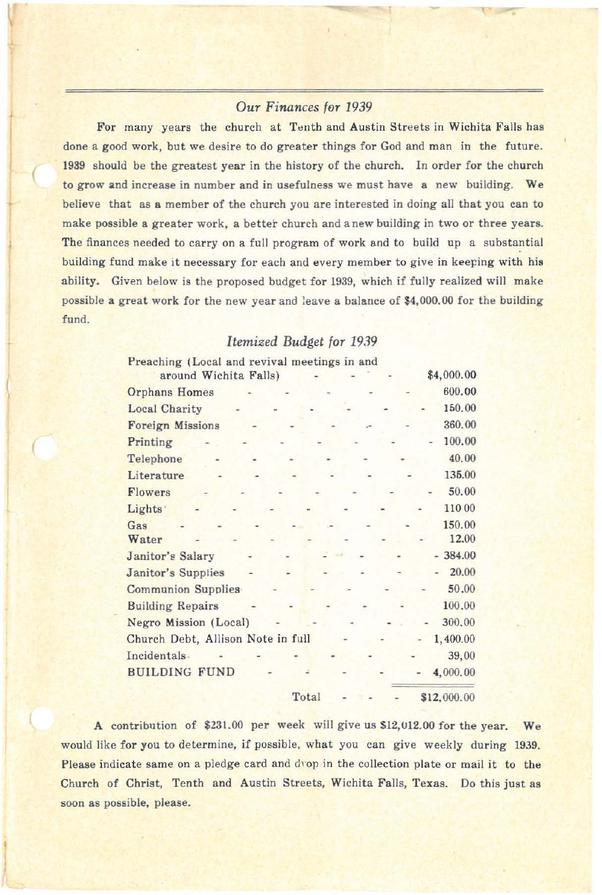## *Our Finances for 1939*

For many years the church at Tenth and Austin Streets in Wichita Falls has done a good work, but we desire to do greater things for God and man in the future. 1939 should be the greatest year in the history of the church. In order for the church to grow and increase in number and in usefulness we must have a new building. We believe that as a member of the church you are interested in doing all that you can to make possible a greater work, a better church and a new building in two or three years. The finances needed to carry on a full program of work and to build up a substantial building fund make it necessary for each and every member to give in keeping with his ability. Given below is the proposed budget for 1939, which if fully realized will make possible a great work for the new year and leave a balance of $4,000.00 for the building fund.

### *Itemized Budget for 1939*

| Item | Amount |
|---|---|
| Preaching (Local and revival meetings in and around Wichita Falls) | $4,000.00 |
| Orphans Homes | 600.00 |
| Local Charity | 150.00 |
| Foreign Missions | 360.00 |
| Printing | 100.00 |
| Telephone | 40.00 |
| Literature | 135.00 |
| Flowers | 50.00 |
| Lights | 110 00 |
| Gas | 150.00 |
| Water | 12.00 |
| Janitor's Salary | 384.00 |
| Janitor's Supplies | 20.00 |
| Communion Supplies | 50.00 |
| Building Repairs | 100.00 |
| Negro Mission (Local) | 300.00 |
| Church Debt, Allison Note in full | 1,400.00 |
| Incidentals | 39,00 |
| BUILDING FUND | 4,000.00 |
| Total | $12,000.00 |

A contribution of $231.00 per week will give us $12,012.00 for the year. We would like for you to determine, if possible, what you can give weekly during 1939. Please indicate same on a pledge card and drop in the collection plate or mail it to the Church of Christ, Tenth and Austin Streets, Wichita Falls, Texas. Do this just as soon as possible, please.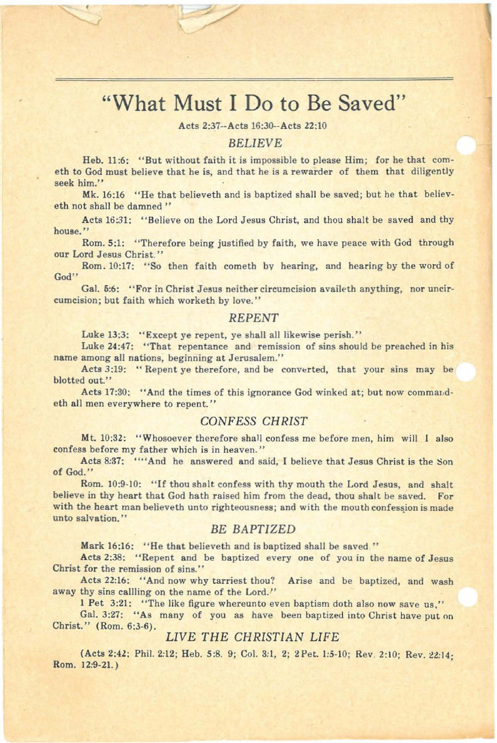# "What Must I Do to Be Saved"

Acts 2:37--Acts 16:30--Acts 22:10

## *BELIEVE*

Heb. 11:6: "But without faith it is impossible to please Him; for he that cometh to God must believe that he is, and that he is a rewarder of them that diligently seek him."

Mk. 16:16 "He that believeth and is baptized shall be saved; but he that believeth not shall be damned "

Acts 16:31: "Believe on the Lord Jesus Christ, and thou shalt be saved and thy house."

Rom. 5:1: "Therefore being justified by faith, we have peace with God through our Lord Jesus Christ."

Rom. 10:17: "So then faith cometh by hearing, and hearing by the word of God"

Gal. 5:6: "For in Christ Jesus neither circumcision availeth anything, nor uncircumcision; but faith which worketh by love."

## *REPENT*

Luke 13:3: "Except ye repent, ye shall all likewise perish."

Luke 24:47: "That repentance and remission of sins should be preached in his name among all nations, beginning at Jerusalem."

Acts 3:19: " Repent ye therefore, and be converted, that your sins may be blotted out."

Acts 17:30: "And the times of this ignorance God winked at; but now commandeth all men everywhere to repent."

## *CONFESS CHRIST*

Mt. 10:32: "Whosoever therefore shall confess me before men, him will I also confess before my father which is in heaven."

Acts 8:37: ""And he answered and said, I believe that Jesus Christ is the Son of God."

Rom. 10:9-10: "If thou shalt confess with thy mouth the Lord Jesus, and shalt believe in thy heart that God hath raised him from the dead, thou shalt be saved. For with the heart man believeth unto righteousness; and with the mouth confession is made unto salvation."

## *BE BAPTIZED*

Mark 16:16: "He that believeth and is baptized shall be saved "

Acts 2:38: "Repent and be baptized every one of you in the name of Jesus Christ for the remission of sins."

Acts 22:16: "And now why tarriest thou? Arise and be baptized, and wash away thy sins callling on the name of the Lord."

1 Pet 3:21: "The like figure whereunto even baptism doth also now save us."

Gal. 3:27: "As many of you as have been baptized into Christ have put on Christ." (Rom. 6:3-6).

## *LIVE THE CHRISTIAN LIFE*

(Acts 2:42; Phil. 2:12; Heb. 5:8. 9; Col. 3:1, 2; 2 Pet. 1:5-10; Rev. 2:10; Rev. 22:14; Rom. 12:9-21.)